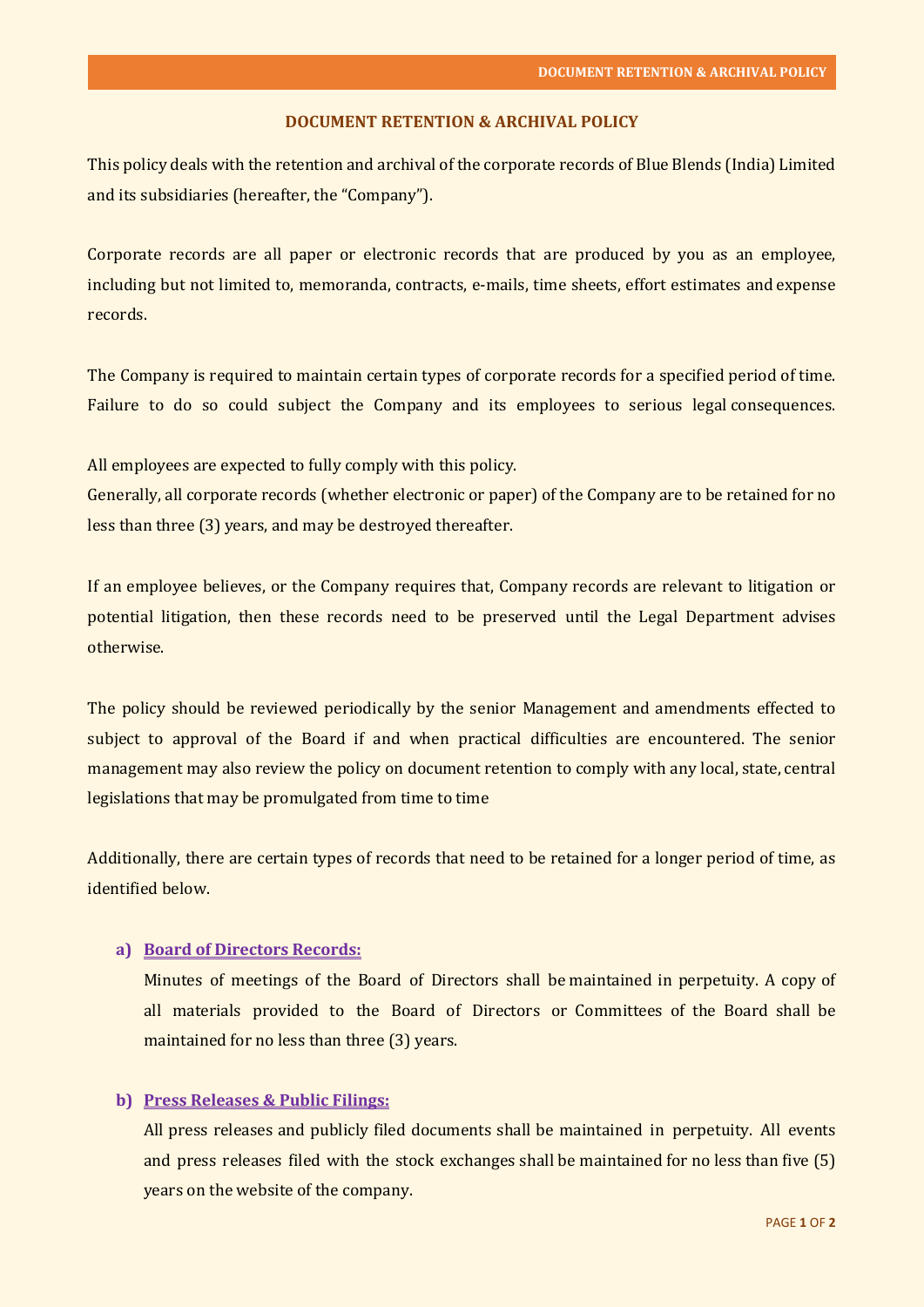# DOCUMENT RETENTION & ARCHIVAL POLICY

This policy deals with the retention and archival of the corporate records of Blue Blends (India) Limited and its subsidiaries (hereafter, the "Company").

Corporate records are all paper or electronic records that are produced by you as an employee, including but not limited to, memoranda, contracts, e-mails, time sheets, effort estimates and expense records.

The Company is required to maintain certain types of corporate records for a specified period of time. Failure to do so could subject the Company and its employees to serious legal consequences.

All employees are expected to fully comply with this policy.
Generally, all corporate records (whether electronic or paper) of the Company are to be retained for no less than three (3) years, and may be destroyed thereafter.

If an employee believes, or the Company requires that, Company records are relevant to litigation or potential litigation, then these records need to be preserved until the Legal Department advises otherwise.

The policy should be reviewed periodically by the senior Management and amendments effected to subject to approval of the Board if and when practical difficulties are encountered. The senior management may also review the policy on document retention to comply with any local, state, central legislations that may be promulgated from time to time

Additionally, there are certain types of records that need to be retained for a longer period of time, as identified below.

**a) Board of Directors Records:**

Minutes of meetings of the Board of Directors shall be maintained in perpetuity. A copy of all materials provided to the Board of Directors or Committees of the Board shall be maintained for no less than three (3) years.

**b) Press Releases & Public Filings:**

All press releases and publicly filed documents shall be maintained in perpetuity. All events and press releases filed with the stock exchanges shall be maintained for no less than five (5) years on the website of the company.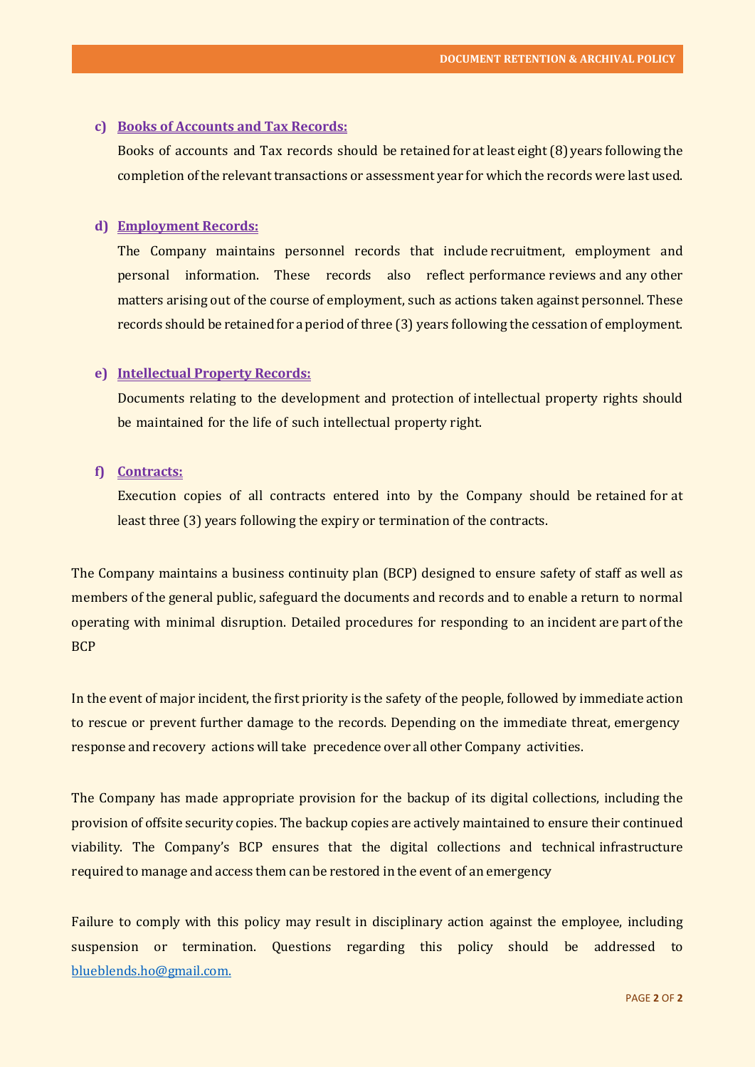c) **Books of Accounts and Tax Records:**

Books of accounts and Tax records should be retained for at least eight (8) years following the completion of the relevant transactions or assessment year for which the records were last used.

d) **Employment Records:**

The Company maintains personnel records that include recruitment, employment and personal information. These records also reflect performance reviews and any other matters arising out of the course of employment, such as actions taken against personnel. These records should be retained for a period of three (3) years following the cessation of employment.

e) **Intellectual Property Records:**

Documents relating to the development and protection of intellectual property rights should be maintained for the life of such intellectual property right.

f) **Contracts:**

Execution copies of all contracts entered into by the Company should be retained for at least three (3) years following the expiry or termination of the contracts.

The Company maintains a business continuity plan (BCP) designed to ensure safety of staff as well as members of the general public, safeguard the documents and records and to enable a return to normal operating with minimal disruption. Detailed procedures for responding to an incident are part of the BCP

In the event of major incident, the first priority is the safety of the people, followed by immediate action to rescue or prevent further damage to the records. Depending on the immediate threat, emergency response and recovery actions will take precedence over all other Company activities.

The Company has made appropriate provision for the backup of its digital collections, including the provision of offsite security copies. The backup copies are actively maintained to ensure their continued viability. The Company's BCP ensures that the digital collections and technical infrastructure required to manage and access them can be restored in the event of an emergency

Failure to comply with this policy may result in disciplinary action against the employee, including suspension or termination. Questions regarding this policy should be addressed to blueblends.ho@gmail.com.